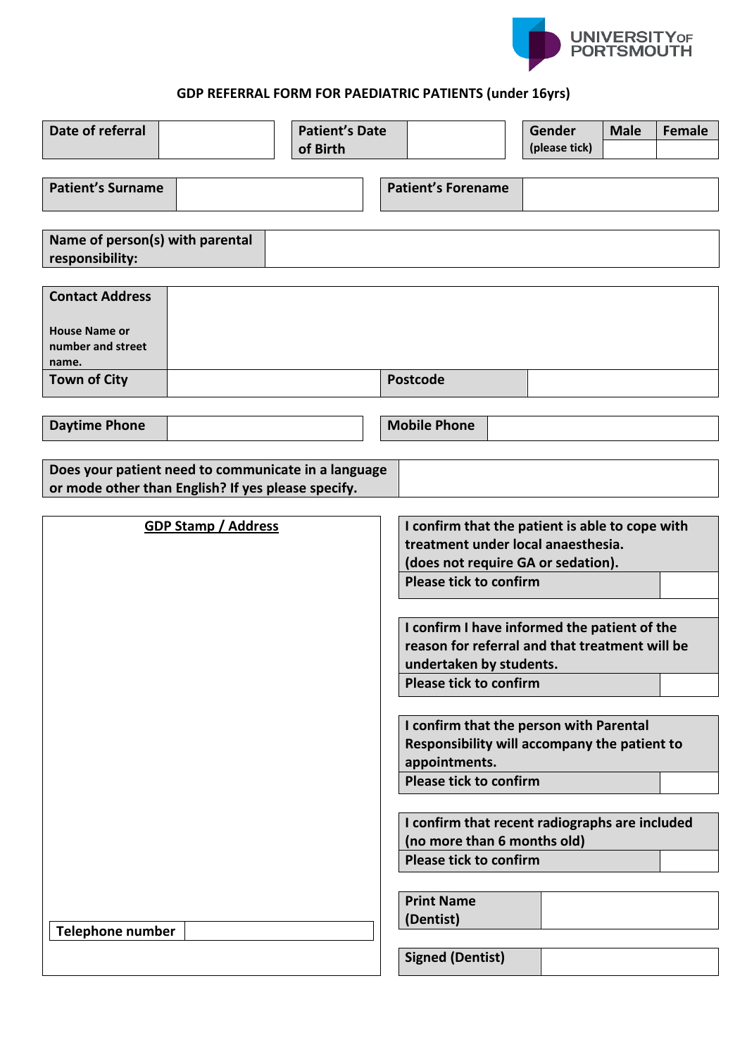UNIVERSITY OF PORTSMOUTH

## GDP REFERRAL FORM FOR PAEDIATRIC PATIENTS (under 16yrs)

| Date of referral | | Patient's Date of Birth | | Gender (please tick) | Male | Female |
|---|---|---|---|---|---|---|
| | | | | | | |

| Patient's Surname | | Patient's Forename | |
|---|---|---|---|

| Name of person(s) with parental responsibility: | |
|---|---|

| Contact Address<br><br>House Name or number and street name. | | | |
|---|---|---|---|
| Town of City | | Postcode | |

| Daytime Phone | | Mobile Phone | |
|---|---|---|---|

| Does your patient need to communicate in a language or mode other than English? If yes please specify. | |
|---|---|

**GDP Stamp / Address**

| Telephone number | |
|---|---|

| I confirm that the patient is able to cope with treatment under local anaesthesia. (does not require GA or sedation). | |
|---|---|
| Please tick to confirm | |

| I confirm I have informed the patient of the reason for referral and that treatment will be undertaken by students. | |
|---|---|
| Please tick to confirm | |

| I confirm that the person with Parental Responsibility will accompany the patient to appointments. | |
|---|---|
| Please tick to confirm | |

| I confirm that recent radiographs are included (no more than 6 months old) | |
|---|---|
| Please tick to confirm | |

| Print Name (Dentist) | |
|---|---|

| Signed (Dentist) | |
|---|---|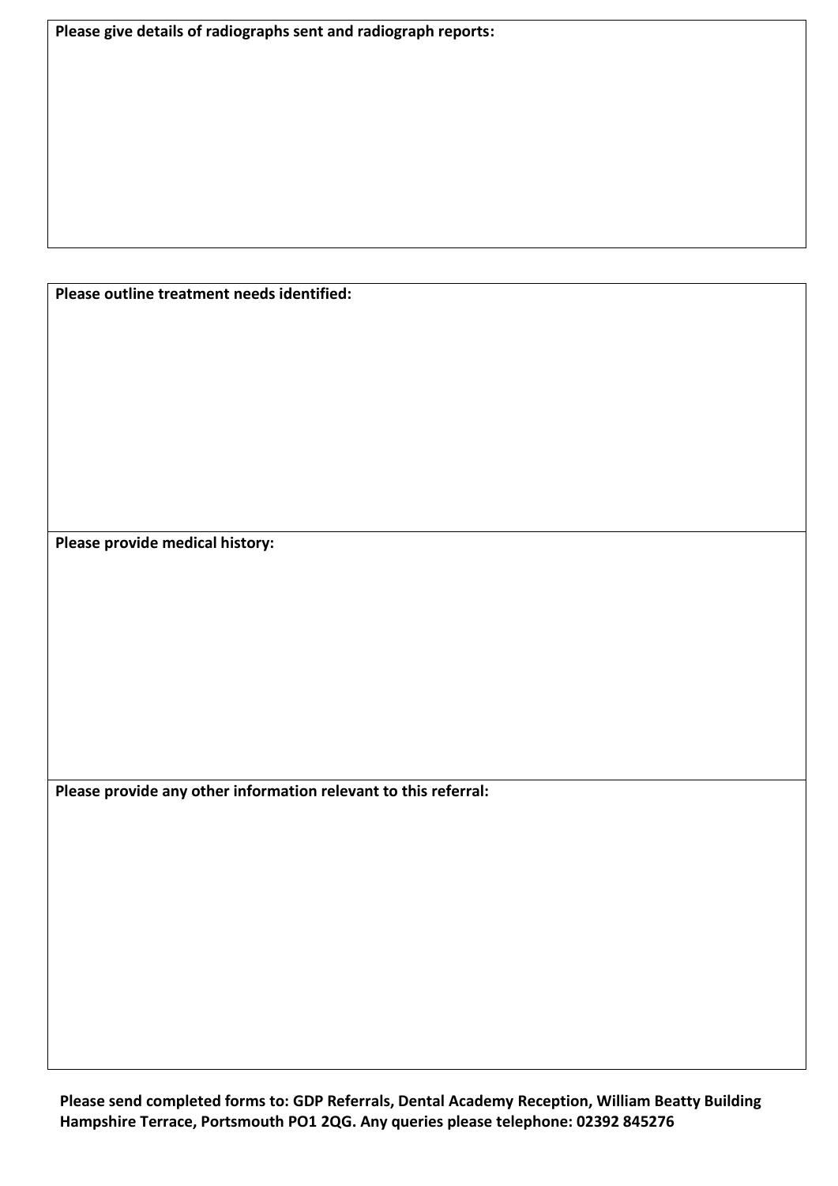**Please give details of radiographs sent and radiograph reports:**

**Please outline treatment needs identified:**

**Please provide medical history:**

**Please provide any other information relevant to this referral:**

**Please send completed forms to: GDP Referrals, Dental Academy Reception, William Beatty Building Hampshire Terrace, Portsmouth PO1 2QG. Any queries please telephone: 02392 845276**